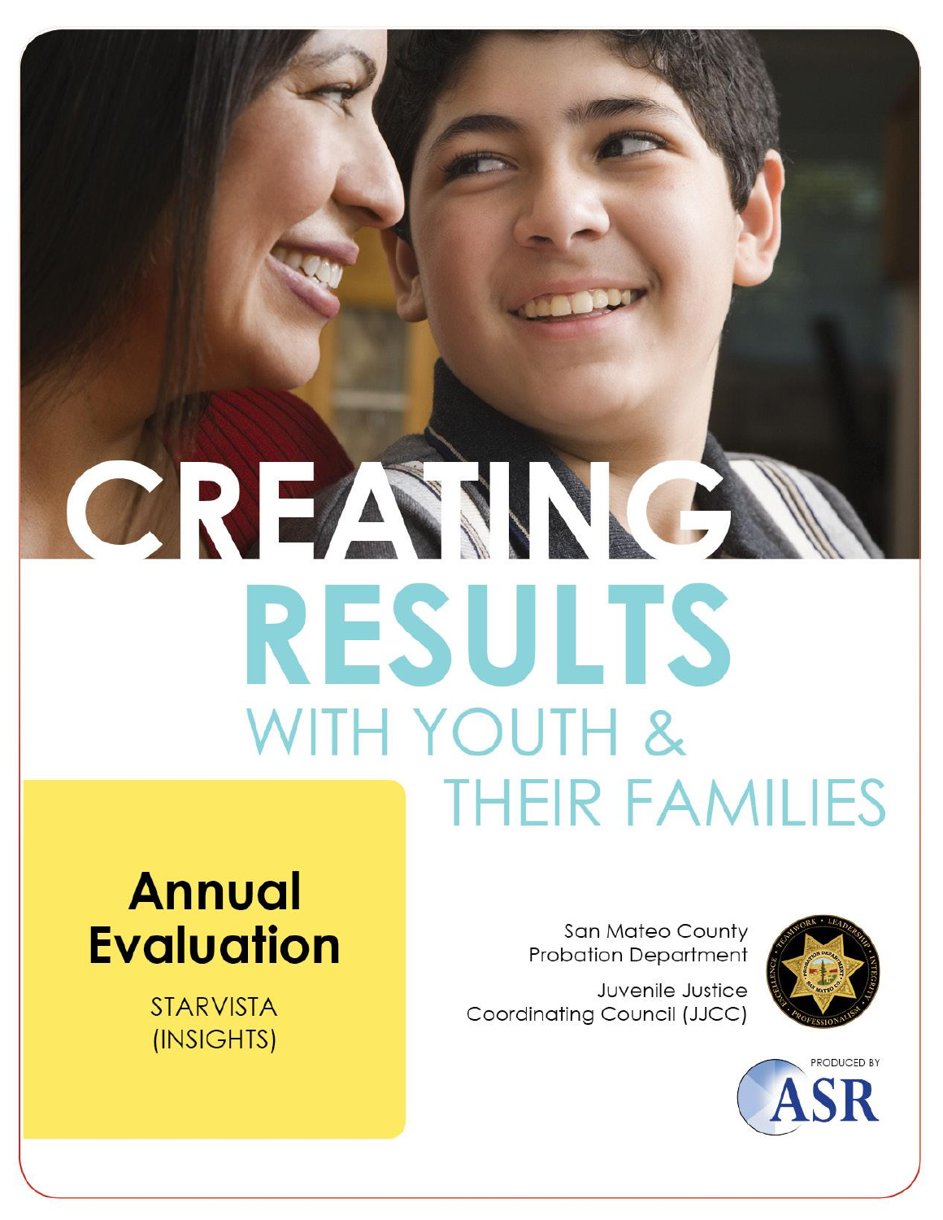# CREATING RESULTS WITH YOUTH & THEIR FAMILIES

## Annual Evaluation

STARVISTA
(INSIGHTS)

San Mateo County
Probation Department

Juvenile Justice
Coordinating Council (JJCC)

PRODUCED BY
ASR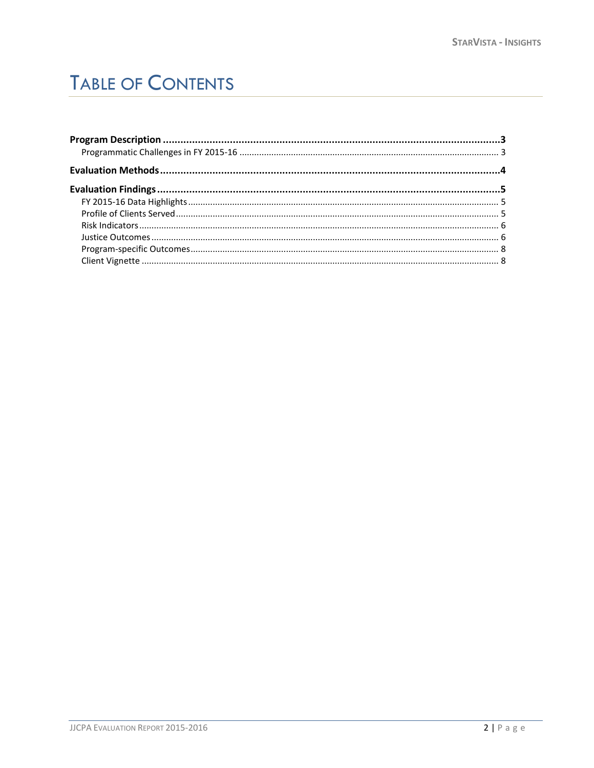# Table of Contents

**Program Description** ........................................................................................................... **3**

Programmatic Challenges in FY 2015-16 ........................................................................................ 3

**Evaluation Methods** ............................................................................................................. **4**

**Evaluation Findings** ............................................................................................................. **5**

FY 2015-16 Data Highlights ........................................................................................................ 5

Profile of Clients Served .............................................................................................................. 5

Risk Indicators .............................................................................................................................. 6

Justice Outcomes ......................................................................................................................... 6

Program-specific Outcomes ......................................................................................................... 8

Client Vignette .............................................................................................................................. 8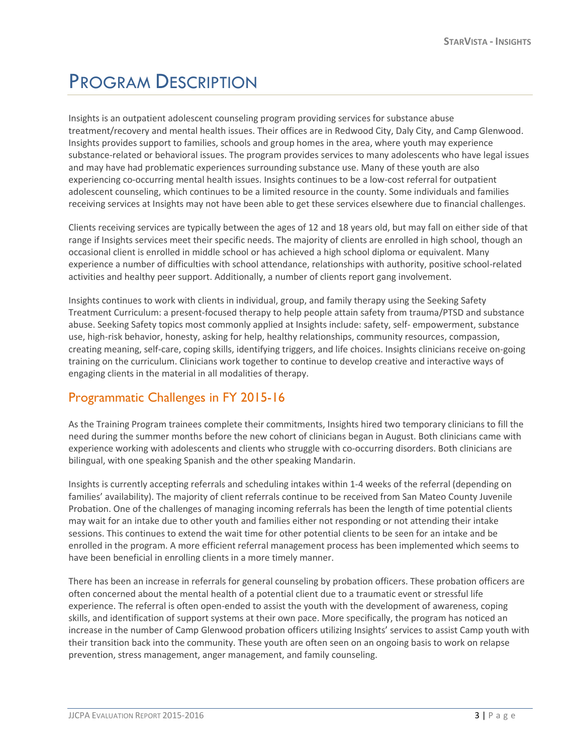# PROGRAM DESCRIPTION

Insights is an outpatient adolescent counseling program providing services for substance abuse treatment/recovery and mental health issues. Their offices are in Redwood City, Daly City, and Camp Glenwood. Insights provides support to families, schools and group homes in the area, where youth may experience substance-related or behavioral issues. The program provides services to many adolescents who have legal issues and may have had problematic experiences surrounding substance use. Many of these youth are also experiencing co-occurring mental health issues. Insights continues to be a low-cost referral for outpatient adolescent counseling, which continues to be a limited resource in the county. Some individuals and families receiving services at Insights may not have been able to get these services elsewhere due to financial challenges.

Clients receiving services are typically between the ages of 12 and 18 years old, but may fall on either side of that range if Insights services meet their specific needs. The majority of clients are enrolled in high school, though an occasional client is enrolled in middle school or has achieved a high school diploma or equivalent. Many experience a number of difficulties with school attendance, relationships with authority, positive school-related activities and healthy peer support. Additionally, a number of clients report gang involvement.

Insights continues to work with clients in individual, group, and family therapy using the Seeking Safety Treatment Curriculum: a present-focused therapy to help people attain safety from trauma/PTSD and substance abuse. Seeking Safety topics most commonly applied at Insights include: safety, self- empowerment, substance use, high-risk behavior, honesty, asking for help, healthy relationships, community resources, compassion, creating meaning, self-care, coping skills, identifying triggers, and life choices. Insights clinicians receive on-going training on the curriculum. Clinicians work together to continue to develop creative and interactive ways of engaging clients in the material in all modalities of therapy.

## Programmatic Challenges in FY 2015-16

As the Training Program trainees complete their commitments, Insights hired two temporary clinicians to fill the need during the summer months before the new cohort of clinicians began in August. Both clinicians came with experience working with adolescents and clients who struggle with co-occurring disorders. Both clinicians are bilingual, with one speaking Spanish and the other speaking Mandarin.

Insights is currently accepting referrals and scheduling intakes within 1-4 weeks of the referral (depending on families' availability). The majority of client referrals continue to be received from San Mateo County Juvenile Probation. One of the challenges of managing incoming referrals has been the length of time potential clients may wait for an intake due to other youth and families either not responding or not attending their intake sessions. This continues to extend the wait time for other potential clients to be seen for an intake and be enrolled in the program. A more efficient referral management process has been implemented which seems to have been beneficial in enrolling clients in a more timely manner.

There has been an increase in referrals for general counseling by probation officers. These probation officers are often concerned about the mental health of a potential client due to a traumatic event or stressful life experience. The referral is often open-ended to assist the youth with the development of awareness, coping skills, and identification of support systems at their own pace. More specifically, the program has noticed an increase in the number of Camp Glenwood probation officers utilizing Insights' services to assist Camp youth with their transition back into the community. These youth are often seen on an ongoing basis to work on relapse prevention, stress management, anger management, and family counseling.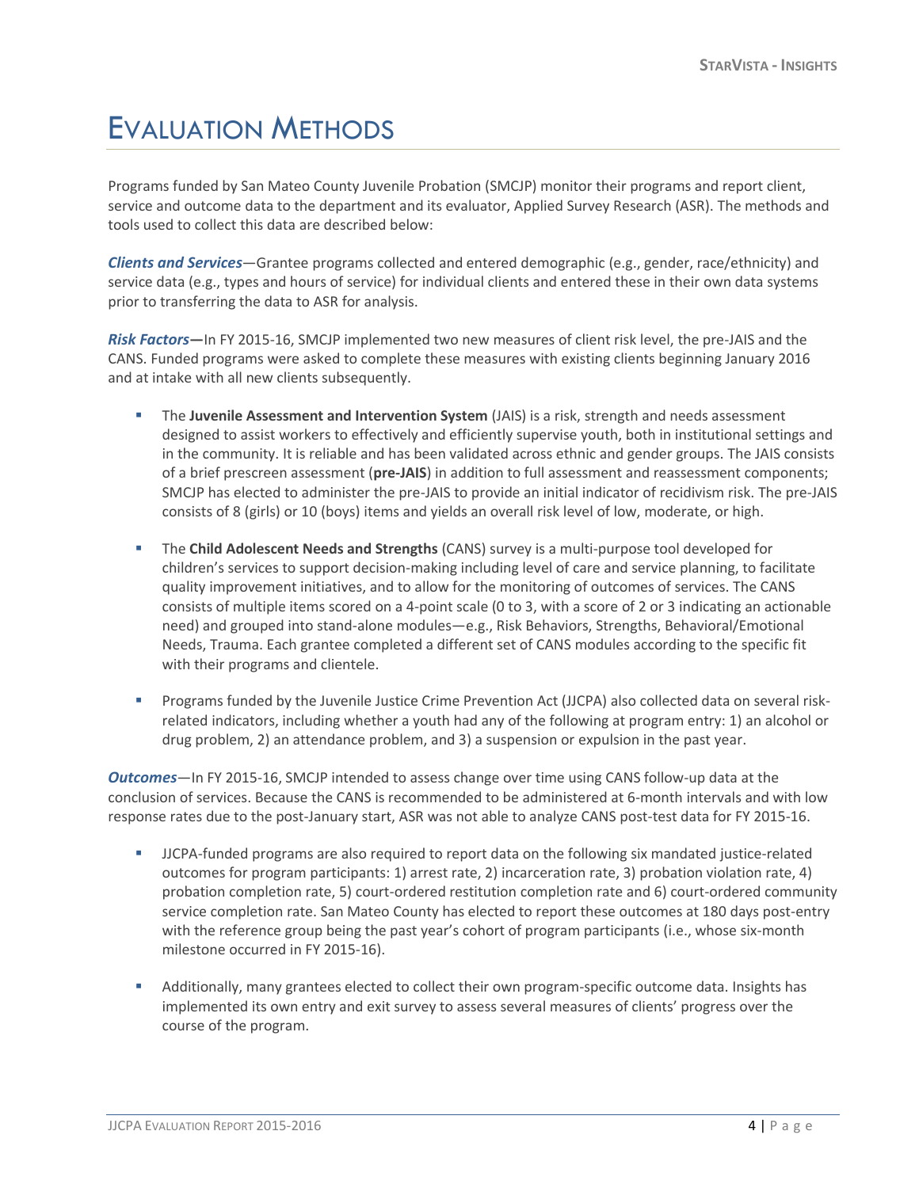# Evaluation Methods

Programs funded by San Mateo County Juvenile Probation (SMCJP) monitor their programs and report client, service and outcome data to the department and its evaluator, Applied Survey Research (ASR). The methods and tools used to collect this data are described below:

***Clients and Services***—Grantee programs collected and entered demographic (e.g., gender, race/ethnicity) and service data (e.g., types and hours of service) for individual clients and entered these in their own data systems prior to transferring the data to ASR for analysis.

***Risk Factors*—**In FY 2015-16, SMCJP implemented two new measures of client risk level, the pre-JAIS and the CANS. Funded programs were asked to complete these measures with existing clients beginning January 2016 and at intake with all new clients subsequently.

- The **Juvenile Assessment and Intervention System** (JAIS) is a risk, strength and needs assessment designed to assist workers to effectively and efficiently supervise youth, both in institutional settings and in the community. It is reliable and has been validated across ethnic and gender groups. The JAIS consists of a brief prescreen assessment (**pre-JAIS**) in addition to full assessment and reassessment components; SMCJP has elected to administer the pre-JAIS to provide an initial indicator of recidivism risk. The pre-JAIS consists of 8 (girls) or 10 (boys) items and yields an overall risk level of low, moderate, or high.

- The **Child Adolescent Needs and Strengths** (CANS) survey is a multi-purpose tool developed for children's services to support decision-making including level of care and service planning, to facilitate quality improvement initiatives, and to allow for the monitoring of outcomes of services. The CANS consists of multiple items scored on a 4-point scale (0 to 3, with a score of 2 or 3 indicating an actionable need) and grouped into stand-alone modules—e.g., Risk Behaviors, Strengths, Behavioral/Emotional Needs, Trauma. Each grantee completed a different set of CANS modules according to the specific fit with their programs and clientele.

- Programs funded by the Juvenile Justice Crime Prevention Act (JJCPA) also collected data on several risk-related indicators, including whether a youth had any of the following at program entry: 1) an alcohol or drug problem, 2) an attendance problem, and 3) a suspension or expulsion in the past year.

***Outcomes***—In FY 2015-16, SMCJP intended to assess change over time using CANS follow-up data at the conclusion of services. Because the CANS is recommended to be administered at 6-month intervals and with low response rates due to the post-January start, ASR was not able to analyze CANS post-test data for FY 2015-16.

- JJCPA-funded programs are also required to report data on the following six mandated justice-related outcomes for program participants: 1) arrest rate, 2) incarceration rate, 3) probation violation rate, 4) probation completion rate, 5) court-ordered restitution completion rate and 6) court-ordered community service completion rate. San Mateo County has elected to report these outcomes at 180 days post-entry with the reference group being the past year's cohort of program participants (i.e., whose six-month milestone occurred in FY 2015-16).

- Additionally, many grantees elected to collect their own program-specific outcome data. Insights has implemented its own entry and exit survey to assess several measures of clients' progress over the course of the program.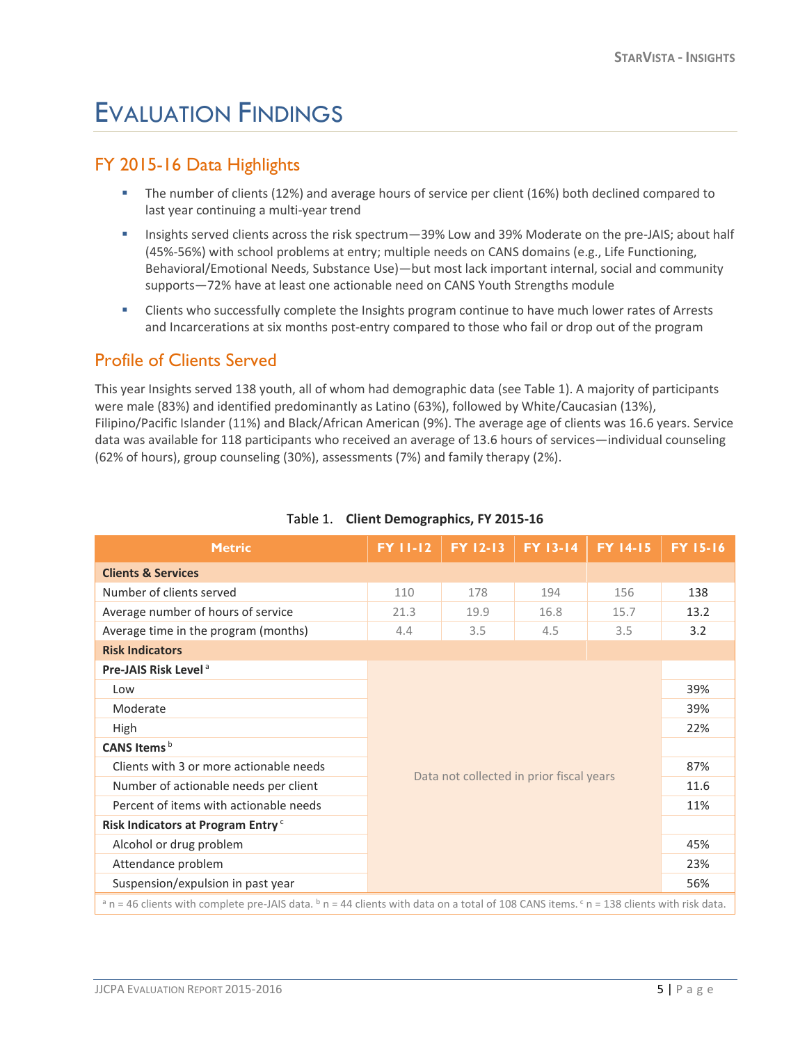# Evaluation Findings

## FY 2015-16 Data Highlights

- The number of clients (12%) and average hours of service per client (16%) both declined compared to last year continuing a multi-year trend
- Insights served clients across the risk spectrum—39% Low and 39% Moderate on the pre-JAIS; about half (45%-56%) with school problems at entry; multiple needs on CANS domains (e.g., Life Functioning, Behavioral/Emotional Needs, Substance Use)—but most lack important internal, social and community supports—72% have at least one actionable need on CANS Youth Strengths module
- Clients who successfully complete the Insights program continue to have much lower rates of Arrests and Incarcerations at six months post-entry compared to those who fail or drop out of the program

## Profile of Clients Served

This year Insights served 138 youth, all of whom had demographic data (see Table 1). A majority of participants were male (83%) and identified predominantly as Latino (63%), followed by White/Caucasian (13%), Filipino/Pacific Islander (11%) and Black/African American (9%). The average age of clients was 16.6 years. Service data was available for 118 participants who received an average of 13.6 hours of services—individual counseling (62% of hours), group counseling (30%), assessments (7%) and family therapy (2%).

Table 1. **Client Demographics, FY 2015-16**

| Metric | FY 11-12 | FY 12-13 | FY 13-14 | FY 14-15 | FY 15-16 |
|---|---|---|---|---|---|
| **Clients & Services** | | | | | |
| Number of clients served | 110 | 178 | 194 | 156 | 138 |
| Average number of hours of service | 21.3 | 19.9 | 16.8 | 15.7 | 13.2 |
| Average time in the program (months) | 4.4 | 3.5 | 4.5 | 3.5 | 3.2 |
| **Risk Indicators** | | | | | |
| **Pre-JAIS Risk Level** [a] | Data not collected in prior fiscal years | | | | |
| Low | | | | | 39% |
| Moderate | | | | | 39% |
| High | | | | | 22% |
| **CANS Items** [b] | | | | | |
| Clients with 3 or more actionable needs | | | | | 87% |
| Number of actionable needs per client | | | | | 11.6 |
| Percent of items with actionable needs | | | | | 11% |
| **Risk Indicators at Program Entry** [c] | | | | | |
| Alcohol or drug problem | | | | | 45% |
| Attendance problem | | | | | 23% |
| Suspension/expulsion in past year | | | | | 56% |

[a] n = 46 clients with complete pre-JAIS data. [b] n = 44 clients with data on a total of 108 CANS items. [c] n = 138 clients with risk data.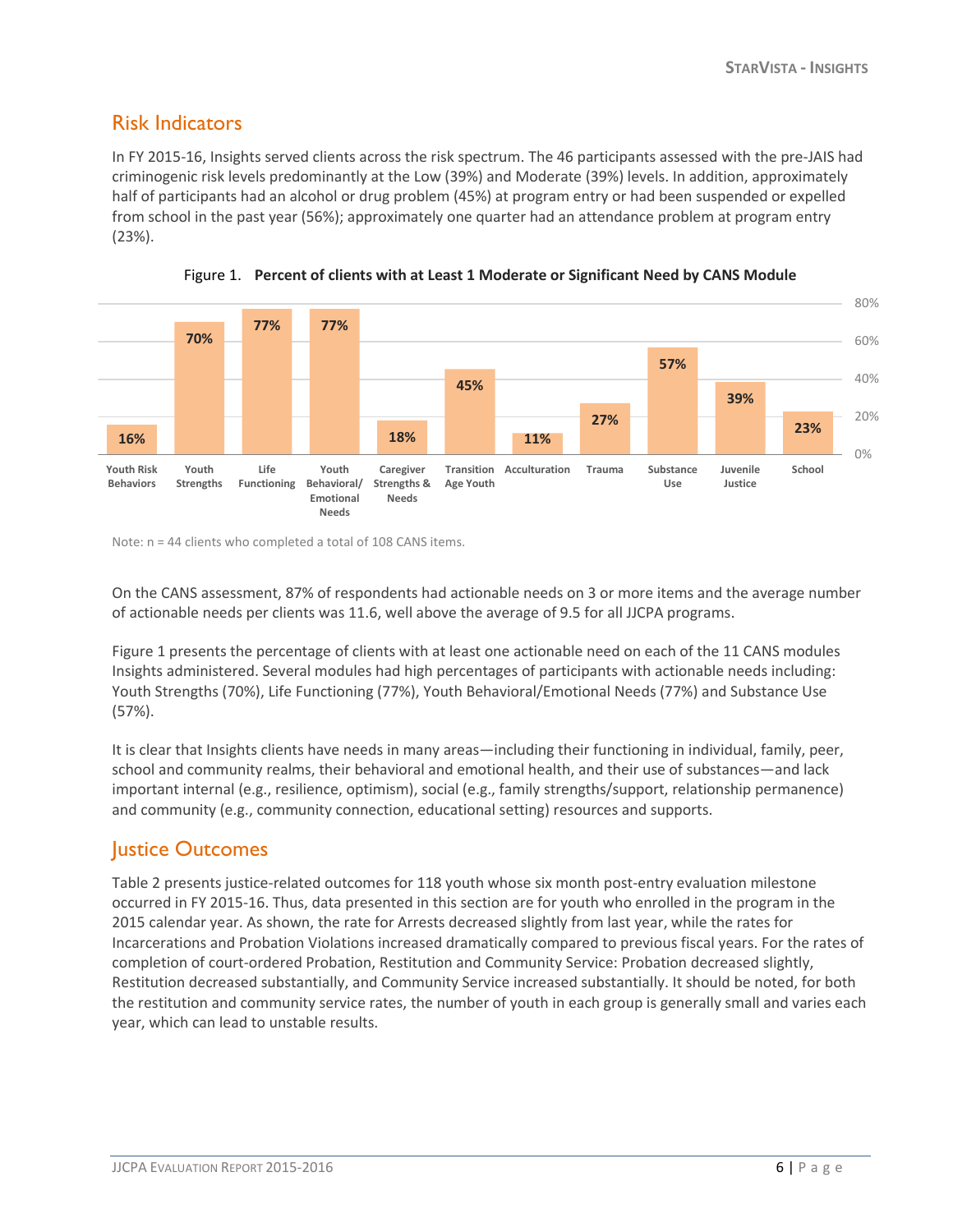## Risk Indicators

In FY 2015-16, Insights served clients across the risk spectrum. The 46 participants assessed with the pre-JAIS had criminogenic risk levels predominantly at the Low (39%) and Moderate (39%) levels. In addition, approximately half of participants had an alcohol or drug problem (45%) at program entry or had been suspended or expelled from school in the past year (56%); approximately one quarter had an attendance problem at program entry (23%).

Figure 1. **Percent of clients with at Least 1 Moderate or Significant Need by CANS Module**

| CANS Module | Percent |
|---|---|
| Youth Risk Behaviors | 16% |
| Youth Strengths | 70% |
| Life Functioning | 77% |
| Youth Behavioral/ Emotional Needs | 77% |
| Caregiver Strengths & Needs | 18% |
| Transition Age Youth | 45% |
| Acculturation | 11% |
| Trauma | 27% |
| Substance Use | 57% |
| Juvenile Justice | 39% |
| School | 23% |

Note: n = 44 clients who completed a total of 108 CANS items.

On the CANS assessment, 87% of respondents had actionable needs on 3 or more items and the average number of actionable needs per clients was 11.6, well above the average of 9.5 for all JJCPA programs.

Figure 1 presents the percentage of clients with at least one actionable need on each of the 11 CANS modules Insights administered. Several modules had high percentages of participants with actionable needs including: Youth Strengths (70%), Life Functioning (77%), Youth Behavioral/Emotional Needs (77%) and Substance Use (57%).

It is clear that Insights clients have needs in many areas—including their functioning in individual, family, peer, school and community realms, their behavioral and emotional health, and their use of substances—and lack important internal (e.g., resilience, optimism), social (e.g., family strengths/support, relationship permanence) and community (e.g., community connection, educational setting) resources and supports.

## Justice Outcomes

Table 2 presents justice-related outcomes for 118 youth whose six month post-entry evaluation milestone occurred in FY 2015-16. Thus, data presented in this section are for youth who enrolled in the program in the 2015 calendar year. As shown, the rate for Arrests decreased slightly from last year, while the rates for Incarcerations and Probation Violations increased dramatically compared to previous fiscal years. For the rates of completion of court-ordered Probation, Restitution and Community Service: Probation decreased slightly, Restitution decreased substantially, and Community Service increased substantially. It should be noted, for both the restitution and community service rates, the number of youth in each group is generally small and varies each year, which can lead to unstable results.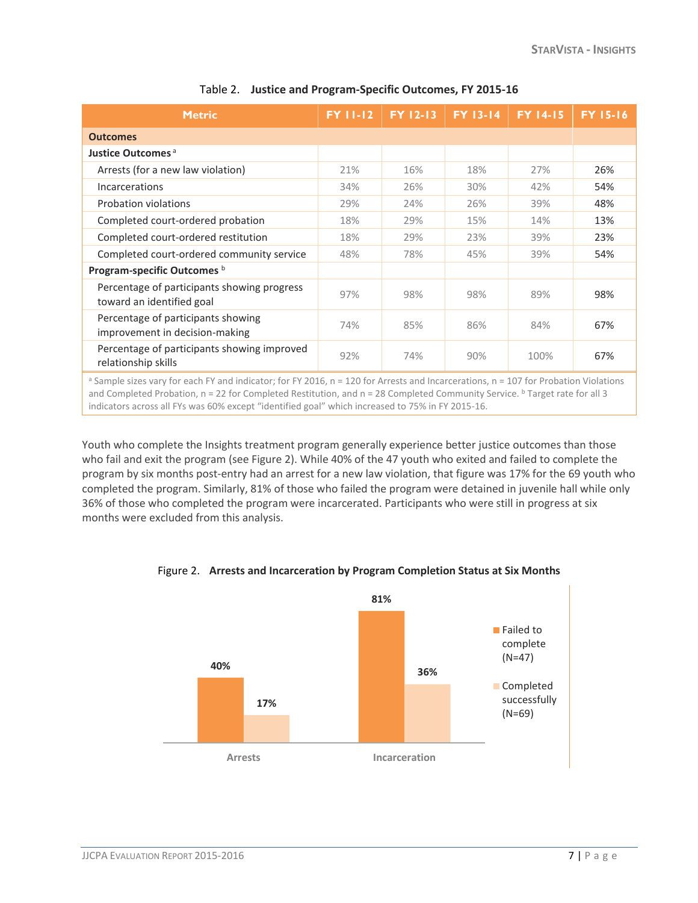Table 2. **Justice and Program-Specific Outcomes, FY 2015-16**

| Metric | FY 11-12 | FY 12-13 | FY 13-14 | FY 14-15 | FY 15-16 |
|---|---|---|---|---|---|
| **Outcomes** | | | | | |
| **Justice Outcomes** [a] | | | | | |
| Arrests (for a new law violation) | 21% | 16% | 18% | 27% | 26% |
| Incarcerations | 34% | 26% | 30% | 42% | 54% |
| Probation violations | 29% | 24% | 26% | 39% | 48% |
| Completed court-ordered probation | 18% | 29% | 15% | 14% | 13% |
| Completed court-ordered restitution | 18% | 29% | 23% | 39% | 23% |
| Completed court-ordered community service | 48% | 78% | 45% | 39% | 54% |
| **Program-specific Outcomes** [b] | | | | | |
| Percentage of participants showing progress toward an identified goal | 97% | 98% | 98% | 89% | 98% |
| Percentage of participants showing improvement in decision-making | 74% | 85% | 86% | 84% | 67% |
| Percentage of participants showing improved relationship skills | 92% | 74% | 90% | 100% | 67% |

[a] Sample sizes vary for each FY and indicator; for FY 2016, n = 120 for Arrests and Incarcerations, n = 107 for Probation Violations and Completed Probation, n = 22 for Completed Restitution, and n = 28 Completed Community Service. [b] Target rate for all 3 indicators across all FYs was 60% except "identified goal" which increased to 75% in FY 2015-16.

Youth who complete the Insights treatment program generally experience better justice outcomes than those who fail and exit the program (see Figure 2). While 40% of the 47 youth who exited and failed to complete the program by six months post-entry had an arrest for a new law violation, that figure was 17% for the 69 youth who completed the program. Similarly, 81% of those who failed the program were detained in juvenile hall while only 36% of those who completed the program were incarcerated. Participants who were still in progress at six months were excluded from this analysis.

Figure 2. **Arrests and Incarceration by Program Completion Status at Six Months**

| | Arrests | Incarceration |
|---|---|---|
| Failed to complete (N=47) | 40% | 81% |
| Completed successfully (N=69) | 17% | 36% |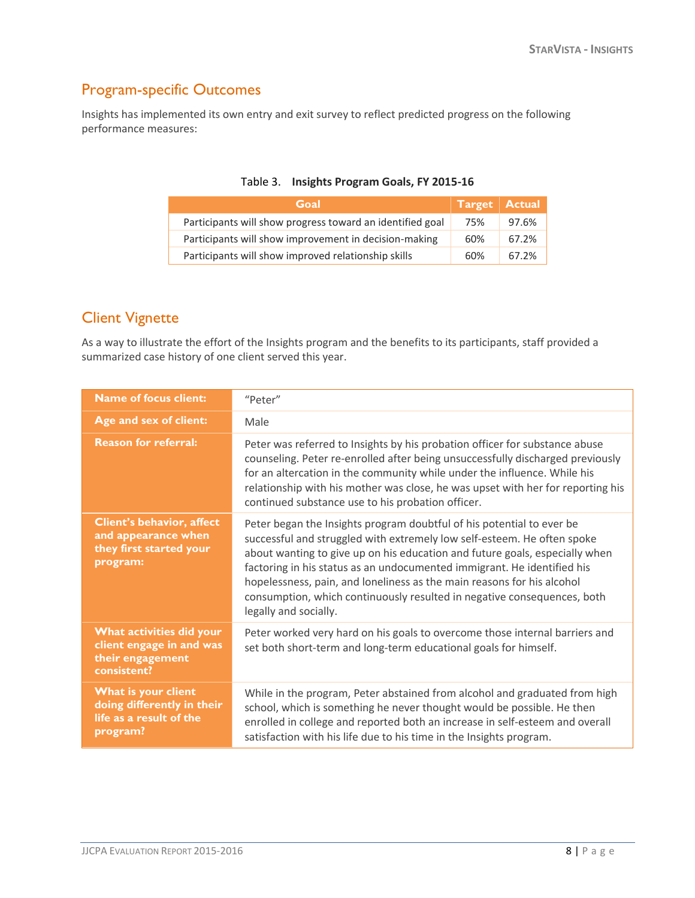## Program-specific Outcomes

Insights has implemented its own entry and exit survey to reflect predicted progress on the following performance measures:

Table 3. **Insights Program Goals, FY 2015-16**

| Goal | Target | Actual |
|---|---|---|
| Participants will show progress toward an identified goal | 75% | 97.6% |
| Participants will show improvement in decision-making | 60% | 67.2% |
| Participants will show improved relationship skills | 60% | 67.2% |

## Client Vignette

As a way to illustrate the effort of the Insights program and the benefits to its participants, staff provided a summarized case history of one client served this year.

| | |
|---|---|
| **Name of focus client:** | "Peter" |
| **Age and sex of client:** | Male |
| **Reason for referral:** | Peter was referred to Insights by his probation officer for substance abuse counseling. Peter re-enrolled after being unsuccessfully discharged previously for an altercation in the community while under the influence. While his relationship with his mother was close, he was upset with her for reporting his continued substance use to his probation officer. |
| **Client's behavior, affect and appearance when they first started your program:** | Peter began the Insights program doubtful of his potential to ever be successful and struggled with extremely low self-esteem. He often spoke about wanting to give up on his education and future goals, especially when factoring in his status as an undocumented immigrant. He identified his hopelessness, pain, and loneliness as the main reasons for his alcohol consumption, which continuously resulted in negative consequences, both legally and socially. |
| **What activities did your client engage in and was their engagement consistent?** | Peter worked very hard on his goals to overcome those internal barriers and set both short-term and long-term educational goals for himself. |
| **What is your client doing differently in their life as a result of the program?** | While in the program, Peter abstained from alcohol and graduated from high school, which is something he never thought would be possible. He then enrolled in college and reported both an increase in self-esteem and overall satisfaction with his life due to his time in the Insights program. |